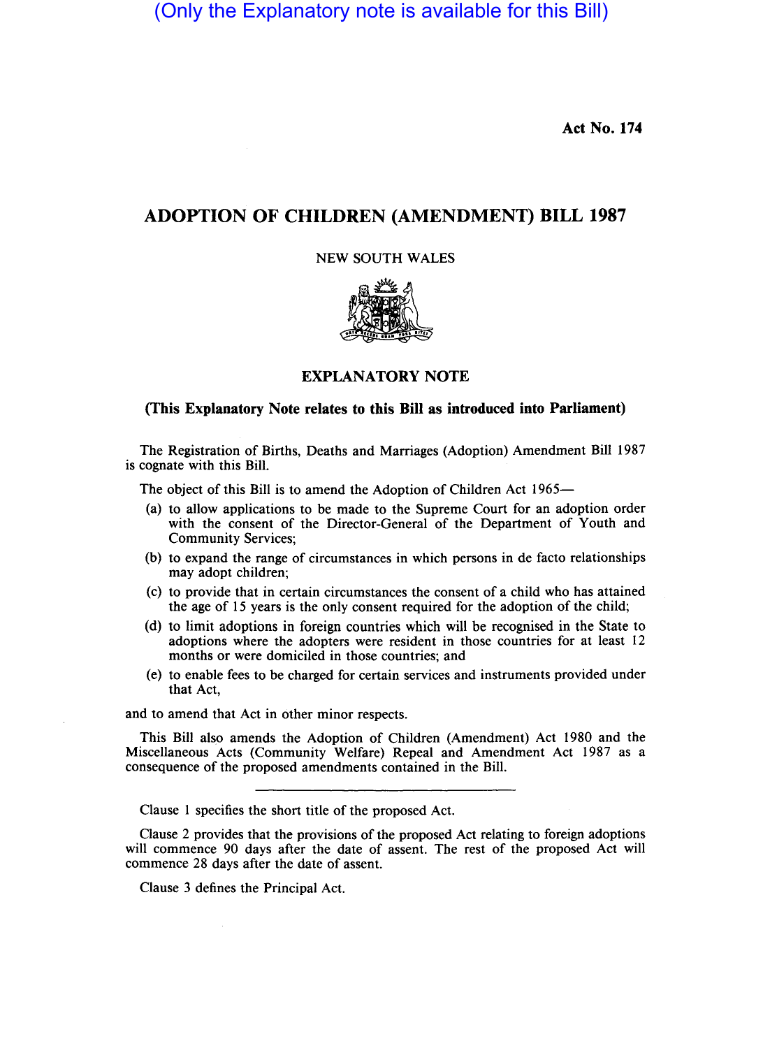(Only the Explanatory note is available for this Bill)

**Act No. 174**

# ADOPTION OF CHILDREN (AMENDMENT) BILL 1987

NEW SOUTH WALES

## EXPLANATORY NOTE

### (This Explanatory Note relates to this Bill as introduced into Parliament)

The Registration of Births, Deaths and Marriages (Adoption) Amendment Bill 1987 is cognate with this Bill.

The object of this Bill is to amend the Adoption of Children Act 1965—

(a) to allow applications to be made to the Supreme Court for an adoption order with the consent of the Director-General of the Department of Youth and Community Services;

(b) to expand the range of circumstances in which persons in de facto relationships may adopt children;

(c) to provide that in certain circumstances the consent of a child who has attained the age of 15 years is the only consent required for the adoption of the child;

(d) to limit adoptions in foreign countries which will be recognised in the State to adoptions where the adopters were resident in those countries for at least 12 months or were domiciled in those countries; and

(e) to enable fees to be charged for certain services and instruments provided under that Act,

and to amend that Act in other minor respects.

This Bill also amends the Adoption of Children (Amendment) Act 1980 and the Miscellaneous Acts (Community Welfare) Repeal and Amendment Act 1987 as a consequence of the proposed amendments contained in the Bill.

---

Clause 1 specifies the short title of the proposed Act.

Clause 2 provides that the provisions of the proposed Act relating to foreign adoptions will commence 90 days after the date of assent. The rest of the proposed Act will commence 28 days after the date of assent.

Clause 3 defines the Principal Act.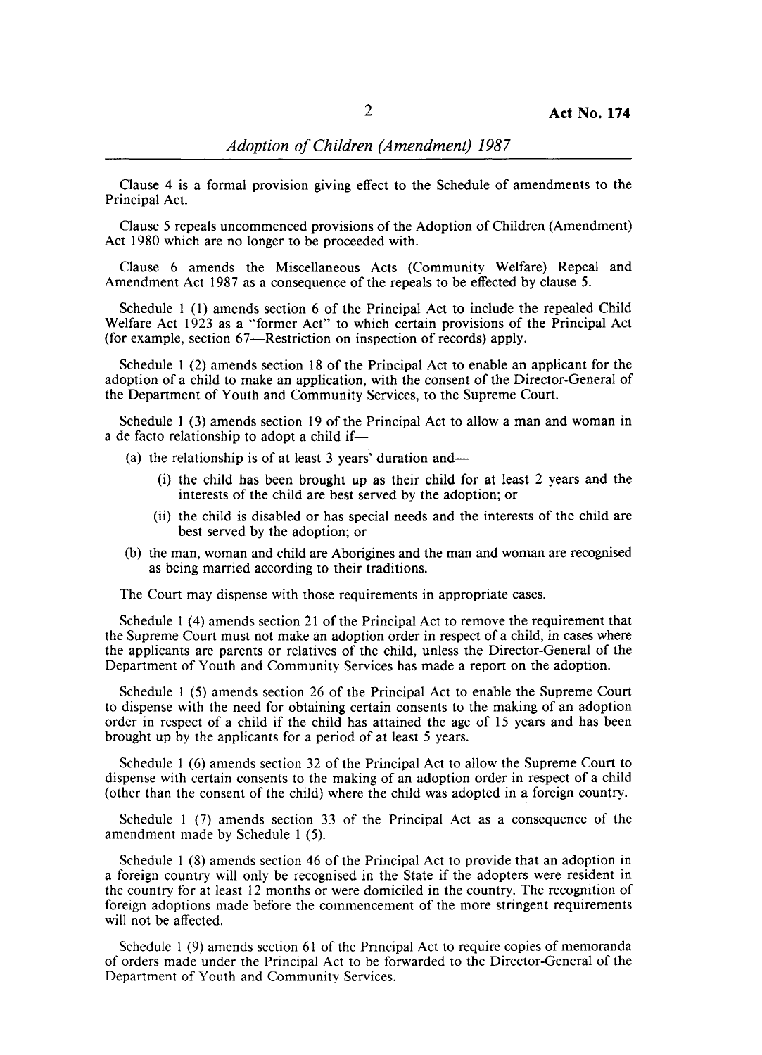Clause 4 is a formal provision giving effect to the Schedule of amendments to the Principal Act.

Clause 5 repeals uncommenced provisions of the Adoption of Children (Amendment) Act 1980 which are no longer to be proceeded with.

Clause 6 amends the Miscellaneous Acts (Community Welfare) Repeal and Amendment Act 1987 as a consequence of the repeals to be effected by clause 5.

Schedule 1 (1) amends section 6 of the Principal Act to include the repealed Child Welfare Act 1923 as a "former Act" to which certain provisions of the Principal Act (for example, section 67—Restriction on inspection of records) apply.

Schedule 1 (2) amends section 18 of the Principal Act to enable an applicant for the adoption of a child to make an application, with the consent of the Director-General of the Department of Youth and Community Services, to the Supreme Court.

Schedule 1 (3) amends section 19 of the Principal Act to allow a man and woman in a de facto relationship to adopt a child if—

- (a) the relationship is of at least 3 years' duration and—
  - (i) the child has been brought up as their child for at least 2 years and the interests of the child are best served by the adoption; or
  - (ii) the child is disabled or has special needs and the interests of the child are best served by the adoption; or
- (b) the man, woman and child are Aborigines and the man and woman are recognised as being married according to their traditions.

The Court may dispense with those requirements in appropriate cases.

Schedule 1 (4) amends section 21 of the Principal Act to remove the requirement that the Supreme Court must not make an adoption order in respect of a child, in cases where the applicants are parents or relatives of the child, unless the Director-General of the Department of Youth and Community Services has made a report on the adoption.

Schedule 1 (5) amends section 26 of the Principal Act to enable the Supreme Court to dispense with the need for obtaining certain consents to the making of an adoption order in respect of a child if the child has attained the age of 15 years and has been brought up by the applicants for a period of at least 5 years.

Schedule 1 (6) amends section 32 of the Principal Act to allow the Supreme Court to dispense with certain consents to the making of an adoption order in respect of a child (other than the consent of the child) where the child was adopted in a foreign country.

Schedule 1 (7) amends section 33 of the Principal Act as a consequence of the amendment made by Schedule 1 (5).

Schedule 1 (8) amends section 46 of the Principal Act to provide that an adoption in a foreign country will only be recognised in the State if the adopters were resident in the country for at least 12 months or were domiciled in the country. The recognition of foreign adoptions made before the commencement of the more stringent requirements will not be affected.

Schedule 1 (9) amends section 61 of the Principal Act to require copies of memoranda of orders made under the Principal Act to be forwarded to the Director-General of the Department of Youth and Community Services.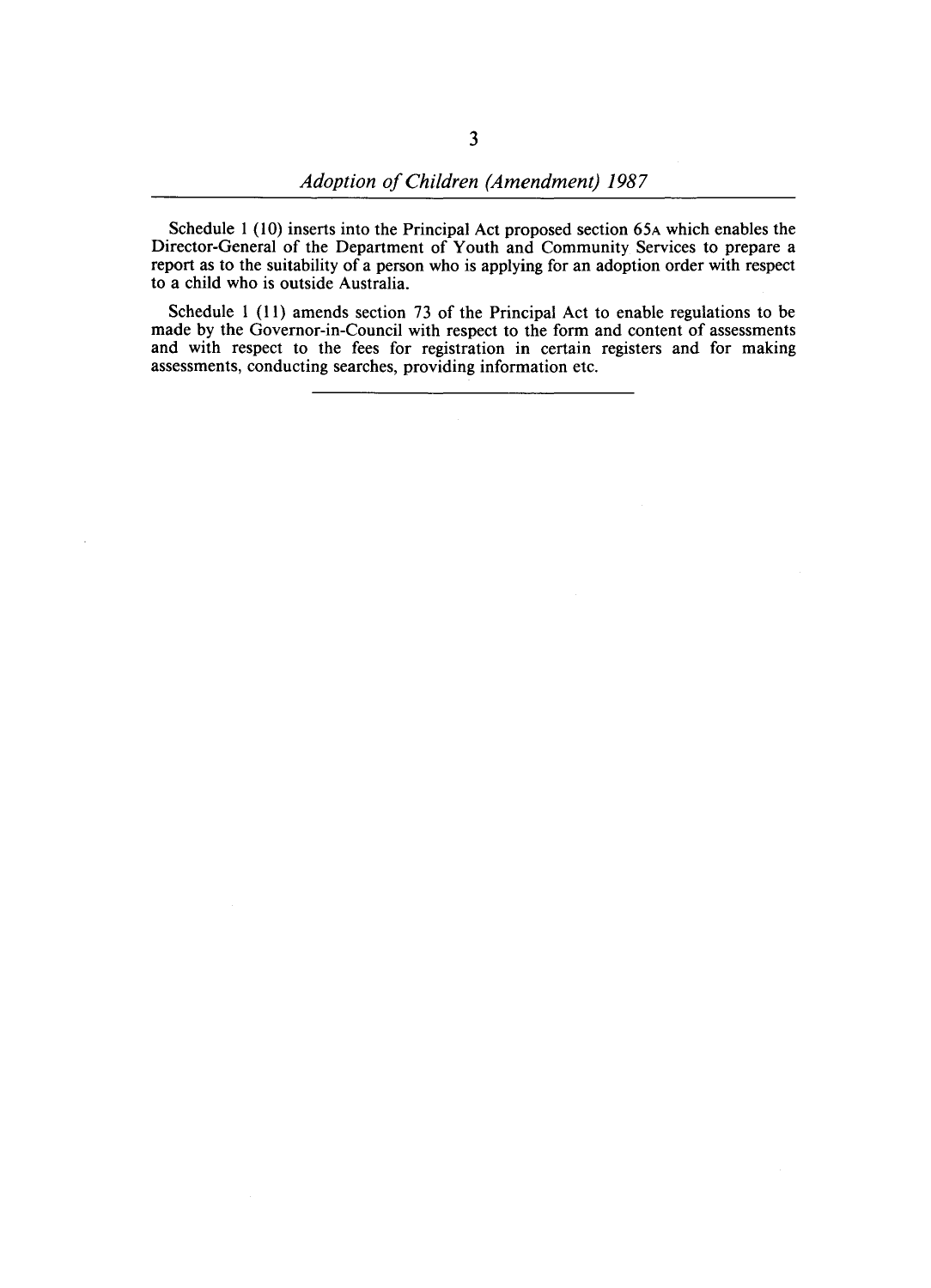Schedule 1 (10) inserts into the Principal Act proposed section 65A which enables the Director-General of the Department of Youth and Community Services to prepare a report as to the suitability of a person who is applying for an adoption order with respect to a child who is outside Australia.

Schedule 1 (11) amends section 73 of the Principal Act to enable regulations to be made by the Governor-in-Council with respect to the form and content of assessments and with respect to the fees for registration in certain registers and for making assessments, conducting searches, providing information etc.